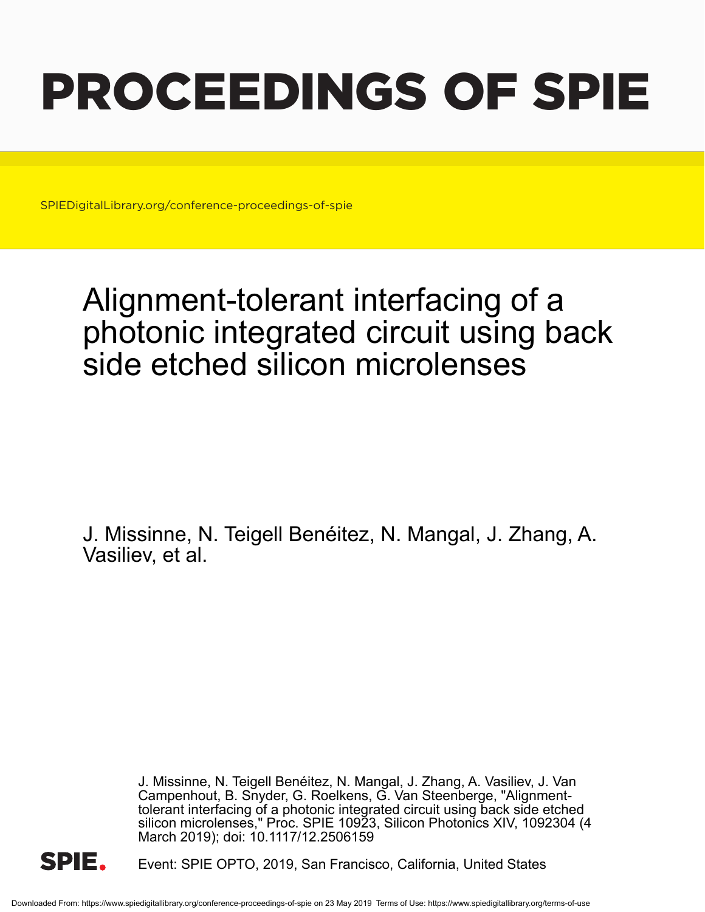# PROCEEDINGS OF SPIE

SPIEDigitalLibrary.org/conference-proceedings-of-spie

## Alignment-tolerant interfacing of a photonic integrated circuit using back side etched silicon microlenses

J. Missinne, N. Teigell Benéitez, N. Mangal, J. Zhang, A. Vasiliev, et al.

J. Missinne, N. Teigell Benéitez, N. Mangal, J. Zhang, A. Vasiliev, J. Van Campenhout, B. Snyder, G. Roelkens, G. Van Steenberge, "Alignment-tolerant interfacing of a photonic integrated circuit using back side etched silicon microlenses," Proc. SPIE 10923, Silicon Photonics XIV, 1092304 (4 March 2019); doi: 10.1117/12.2506159

Event: SPIE OPTO, 2019, San Francisco, California, United States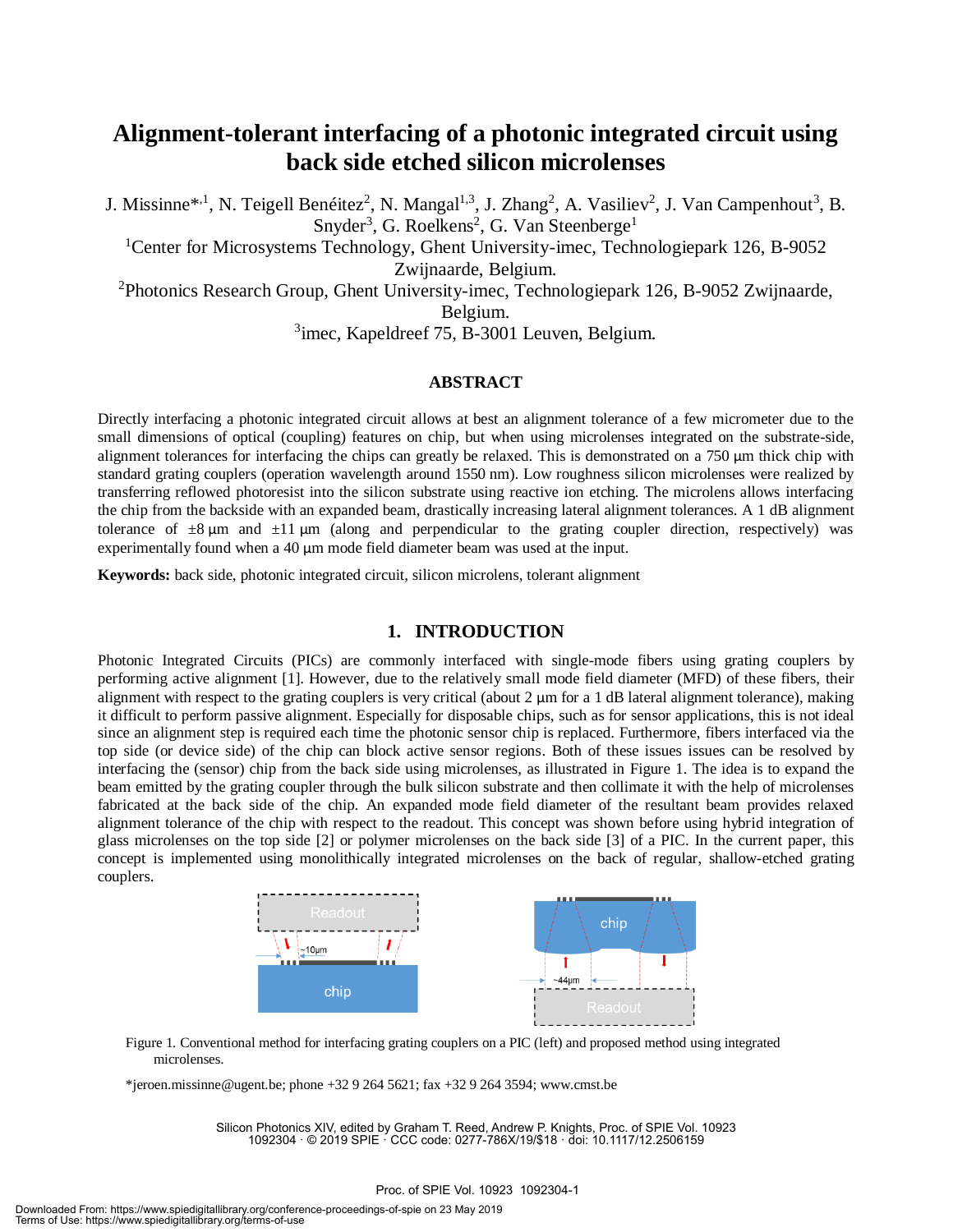# Alignment-tolerant interfacing of a photonic integrated circuit using back side etched silicon microlenses

J. Missinne*[,1], N. Teigell Benéitez[2], N. Mangal[1,3], J. Zhang[2], A. Vasiliev[2], J. Van Campenhout[3], B. Snyder[3], G. Roelkens[2], G. Van Steenberge[1]

[1]Center for Microsystems Technology, Ghent University-imec, Technologiepark 126, B-9052 Zwijnaarde, Belgium.

[2]Photonics Research Group, Ghent University-imec, Technologiepark 126, B-9052 Zwijnaarde, Belgium.

[3]imec, Kapeldreef 75, B-3001 Leuven, Belgium.

## ABSTRACT

Directly interfacing a photonic integrated circuit allows at best an alignment tolerance of a few micrometer due to the small dimensions of optical (coupling) features on chip, but when using microlenses integrated on the substrate-side, alignment tolerances for interfacing the chips can greatly be relaxed. This is demonstrated on a 750 µm thick chip with standard grating couplers (operation wavelength around 1550 nm). Low roughness silicon microlenses were realized by transferring reflowed photoresist into the silicon substrate using reactive ion etching. The microlens allows interfacing the chip from the backside with an expanded beam, drastically increasing lateral alignment tolerances. A 1 dB alignment tolerance of ±8 µm and ±11 µm (along and perpendicular to the grating coupler direction, respectively) was experimentally found when a 40 µm mode field diameter beam was used at the input.

**Keywords:** back side, photonic integrated circuit, silicon microlens, tolerant alignment

## 1. INTRODUCTION

Photonic Integrated Circuits (PICs) are commonly interfaced with single-mode fibers using grating couplers by performing active alignment [1]. However, due to the relatively small mode field diameter (MFD) of these fibers, their alignment with respect to the grating couplers is very critical (about 2 µm for a 1 dB lateral alignment tolerance), making it difficult to perform passive alignment. Especially for disposable chips, such as for sensor applications, this is not ideal since an alignment step is required each time the photonic sensor chip is replaced. Furthermore, fibers interfaced via the top side (or device side) of the chip can block active sensor regions. Both of these issues issues can be resolved by interfacing the (sensor) chip from the back side using microlenses, as illustrated in Figure 1. The idea is to expand the beam emitted by the grating coupler through the bulk silicon substrate and then collimate it with the help of microlenses fabricated at the back side of the chip. An expanded mode field diameter of the resultant beam provides relaxed alignment tolerance of the chip with respect to the readout. This concept was shown before using hybrid integration of glass microlenses on the top side [2] or polymer microlenses on the back side [3] of a PIC. In the current paper, this concept is implemented using monolithically integrated microlenses on the back of regular, shallow-etched grating couplers.

Figure 1. Conventional method for interfacing grating couplers on a PIC (left) and proposed method using integrated microlenses.

*jeroen.missinne@ugent.be; phone +32 9 264 5621; fax +32 9 264 3594; www.cmst.be

Silicon Photonics XIV, edited by Graham T. Reed, Andrew P. Knights, Proc. of SPIE Vol. 10923 1092304 · © 2019 SPIE · CCC code: 0277-786X/19/$18 · doi: 10.1117/12.2506159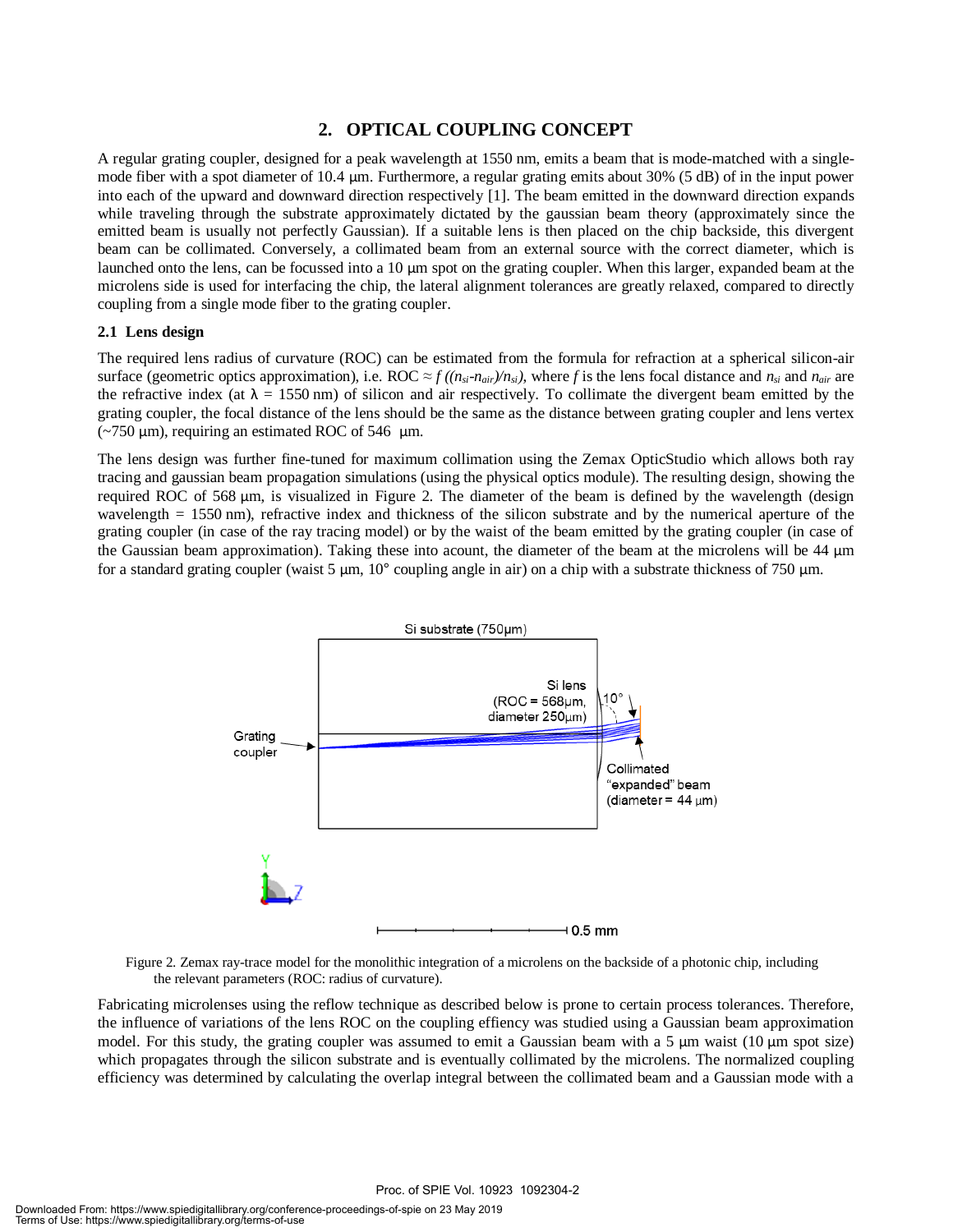## 2. OPTICAL COUPLING CONCEPT

A regular grating coupler, designed for a peak wavelength at 1550 nm, emits a beam that is mode-matched with a single-mode fiber with a spot diameter of 10.4 µm. Furthermore, a regular grating emits about 30% (5 dB) of in the input power into each of the upward and downward direction respectively [1]. The beam emitted in the downward direction expands while traveling through the substrate approximately dictated by the gaussian beam theory (approximately since the emitted beam is usually not perfectly Gaussian). If a suitable lens is then placed on the chip backside, this divergent beam can be collimated. Conversely, a collimated beam from an external source with the correct diameter, which is launched onto the lens, can be focussed into a 10 µm spot on the grating coupler. When this larger, expanded beam at the microlens side is used for interfacing the chip, the lateral alignment tolerances are greatly relaxed, compared to directly coupling from a single mode fiber to the grating coupler.

### 2.1 Lens design

The required lens radius of curvature (ROC) can be estimated from the formula for refraction at a spherical silicon-air surface (geometric optics approximation), i.e. ROC $\approx f\,((n_{si}-n_{air})/n_{si})$, where $f$ is the lens focal distance and $n_{si}$ and $n_{air}$ are the refractive index (at $\lambda$ = 1550 nm) of silicon and air respectively. To collimate the divergent beam emitted by the grating coupler, the focal distance of the lens should be the same as the distance between grating coupler and lens vertex (~750 µm), requiring an estimated ROC of 546 µm.

The lens design was further fine-tuned for maximum collimation using the Zemax OpticStudio which allows both ray tracing and gaussian beam propagation simulations (using the physical optics module). The resulting design, showing the required ROC of 568 µm, is visualized in Figure 2. The diameter of the beam is defined by the wavelength (design wavelength = 1550 nm), refractive index and thickness of the silicon substrate and by the numerical aperture of the grating coupler (in case of the ray tracing model) or by the waist of the beam emitted by the grating coupler (in case of the Gaussian beam approximation). Taking these into acount, the diameter of the beam at the microlens will be 44 µm for a standard grating coupler (waist 5 µm, 10° coupling angle in air) on a chip with a substrate thickness of 750 µm.

Figure 2. Zemax ray-trace model for the monolithic integration of a microlens on the backside of a photonic chip, including the relevant parameters (ROC: radius of curvature).

Fabricating microlenses using the reflow technique as described below is prone to certain process tolerances. Therefore, the influence of variations of the lens ROC on the coupling effiency was studied using a Gaussian beam approximation model. For this study, the grating coupler was assumed to emit a Gaussian beam with a 5 µm waist (10 µm spot size) which propagates through the silicon substrate and is eventually collimated by the microlens. The normalized coupling efficiency was determined by calculating the overlap integral between the collimated beam and a Gaussian mode with a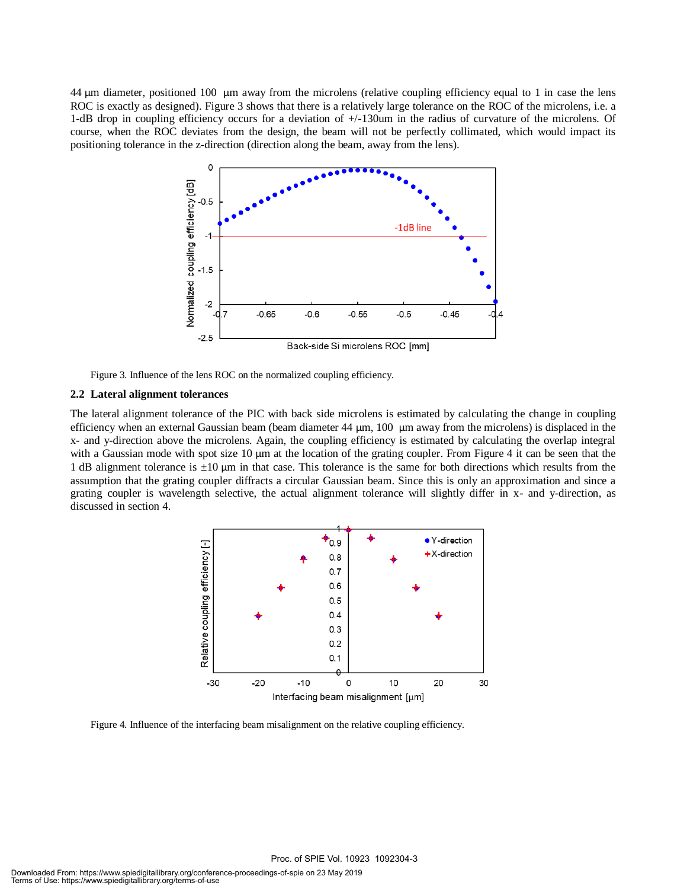44 μm diameter, positioned 100 μm away from the microlens (relative coupling efficiency equal to 1 in case the lens ROC is exactly as designed). Figure 3 shows that there is a relatively large tolerance on the ROC of the microlens, i.e. a 1-dB drop in coupling efficiency occurs for a deviation of +/-130um in the radius of curvature of the microlens. Of course, when the ROC deviates from the design, the beam will not be perfectly collimated, which would impact its positioning tolerance in the z-direction (direction along the beam, away from the lens).

Figure 3. Influence of the lens ROC on the normalized coupling efficiency.

### 2.2 Lateral alignment tolerances

The lateral alignment tolerance of the PIC with back side microlens is estimated by calculating the change in coupling efficiency when an external Gaussian beam (beam diameter 44 μm, 100 μm away from the microlens) is displaced in the x- and y-direction above the microlens. Again, the coupling efficiency is estimated by calculating the overlap integral with a Gaussian mode with spot size 10 μm at the location of the grating coupler. From Figure 4 it can be seen that the 1 dB alignment tolerance is ±10 μm in that case. This tolerance is the same for both directions which results from the assumption that the grating coupler diffracts a circular Gaussian beam. Since this is only an approximation and since a grating coupler is wavelength selective, the actual alignment tolerance will slightly differ in x- and y-direction, as discussed in section 4.

Figure 4. Influence of the interfacing beam misalignment on the relative coupling efficiency.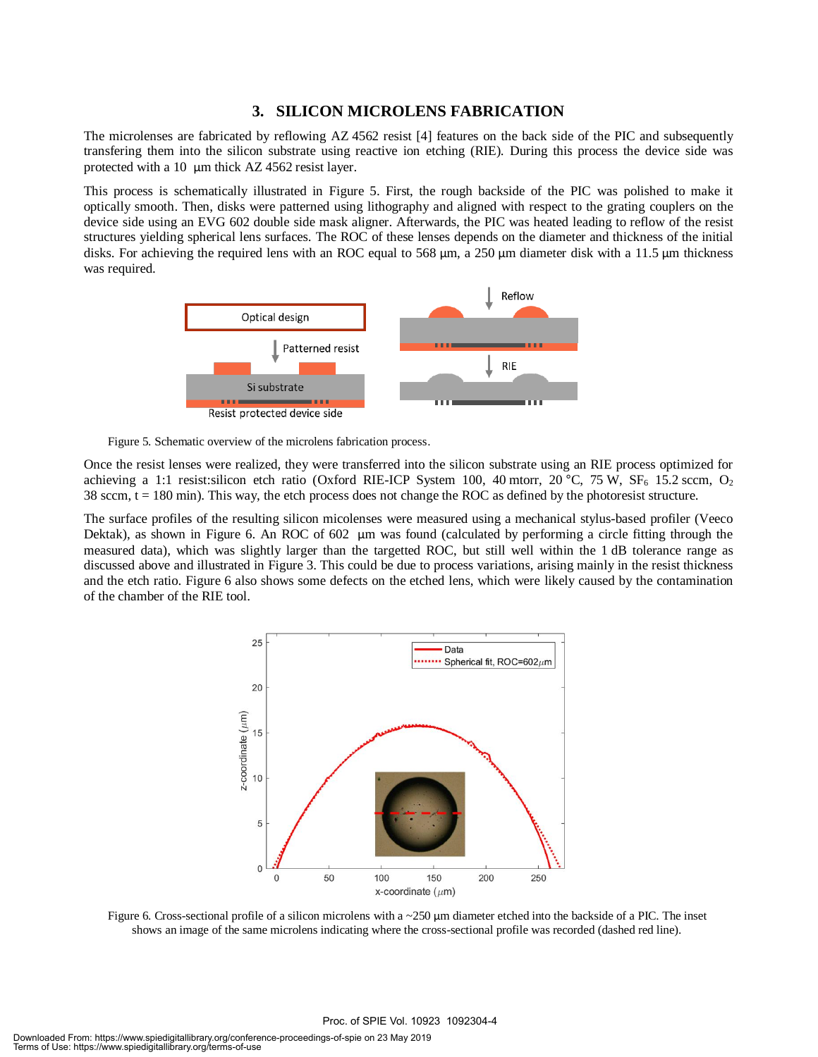## 3. SILICON MICROLENS FABRICATION

The microlenses are fabricated by reflowing AZ 4562 resist [4] features on the back side of the PIC and subsequently transfering them into the silicon substrate using reactive ion etching (RIE). During this process the device side was protected with a 10 µm thick AZ 4562 resist layer.

This process is schematically illustrated in Figure 5. First, the rough backside of the PIC was polished to make it optically smooth. Then, disks were patterned using lithography and aligned with respect to the grating couplers on the device side using an EVG 602 double side mask aligner. Afterwards, the PIC was heated leading to reflow of the resist structures yielding spherical lens surfaces. The ROC of these lenses depends on the diameter and thickness of the initial disks. For achieving the required lens with an ROC equal to 568 µm, a 250 µm diameter disk with a 11.5 µm thickness was required.

Figure 5. Schematic overview of the microlens fabrication process.

Once the resist lenses were realized, they were transferred into the silicon substrate using an RIE process optimized for achieving a 1:1 resist:silicon etch ratio (Oxford RIE-ICP System 100, 40 mtorr, 20 °C, 75 W, $SF_6$ 15.2 sccm, $O_2$ 38 sccm, t = 180 min). This way, the etch process does not change the ROC as defined by the photoresist structure.

The surface profiles of the resulting silicon micolenses were measured using a mechanical stylus-based profiler (Veeco Dektak), as shown in Figure 6. An ROC of 602 µm was found (calculated by performing a circle fitting through the measured data), which was slightly larger than the targetted ROC, but still well within the 1 dB tolerance range as discussed above and illustrated in Figure 3. This could be due to process variations, arising mainly in the resist thickness and the etch ratio. Figure 6 also shows some defects on the etched lens, which were likely caused by the contamination of the chamber of the RIE tool.

Figure 6. Cross-sectional profile of a silicon microlens with a ~250 µm diameter etched into the backside of a PIC. The inset shows an image of the same microlens indicating where the cross-sectional profile was recorded (dashed red line).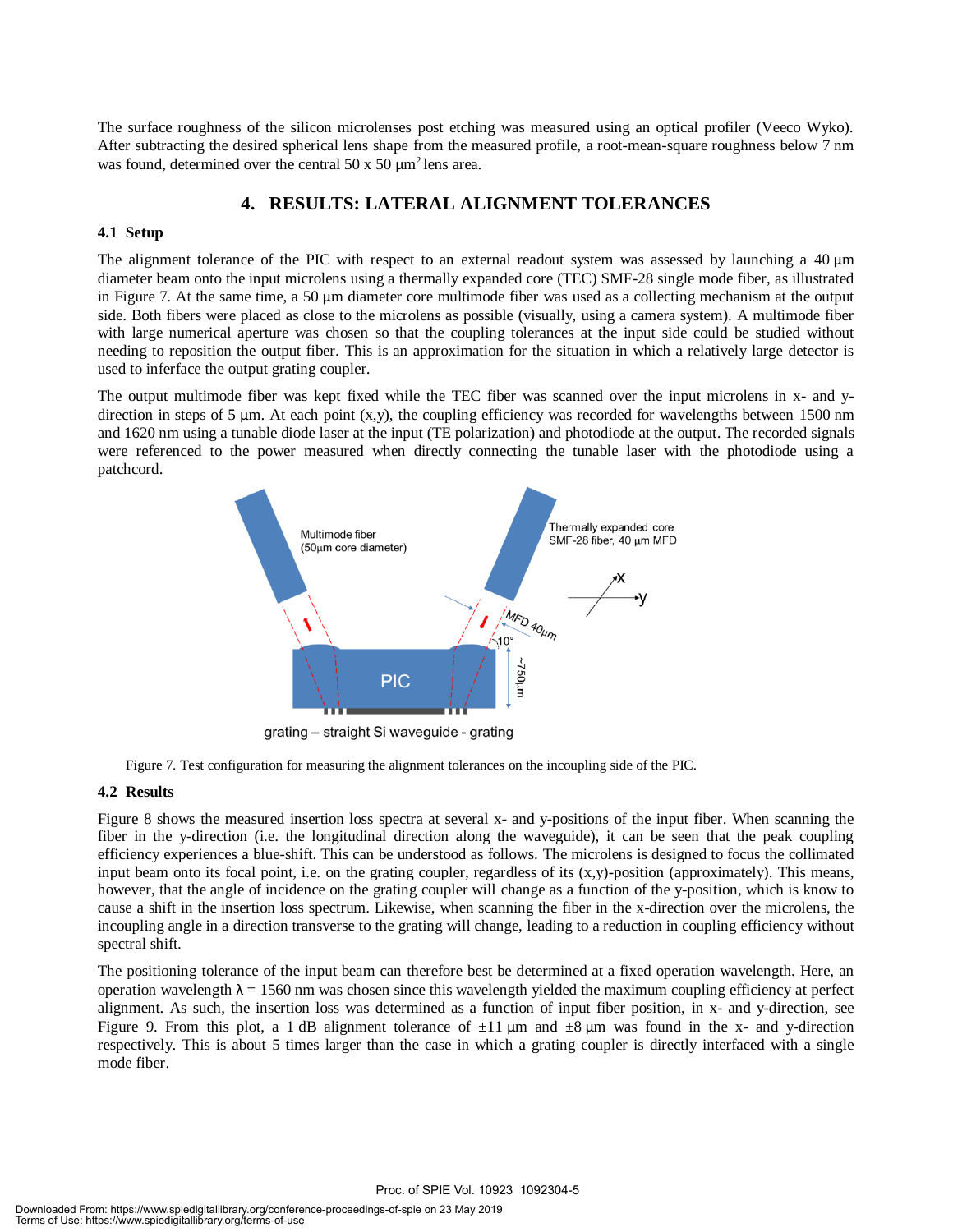The surface roughness of the silicon microlenses post etching was measured using an optical profiler (Veeco Wyko). After subtracting the desired spherical lens shape from the measured profile, a root-mean-square roughness below 7 nm was found, determined over the central 50 x 50 μm$^2$ lens area.

## 4. RESULTS: LATERAL ALIGNMENT TOLERANCES

### 4.1 Setup

The alignment tolerance of the PIC with respect to an external readout system was assessed by launching a 40 μm diameter beam onto the input microlens using a thermally expanded core (TEC) SMF-28 single mode fiber, as illustrated in Figure 7. At the same time, a 50 μm diameter core multimode fiber was used as a collecting mechanism at the output side. Both fibers were placed as close to the microlens as possible (visually, using a camera system). A multimode fiber with large numerical aperture was chosen so that the coupling tolerances at the input side could be studied without needing to reposition the output fiber. This is an approximation for the situation in which a relatively large detector is used to inferface the output grating coupler.

The output multimode fiber was kept fixed while the TEC fiber was scanned over the input microlens in x- and y-direction in steps of 5 μm. At each point (x,y), the coupling efficiency was recorded for wavelengths between 1500 nm and 1620 nm using a tunable diode laser at the input (TE polarization) and photodiode at the output. The recorded signals were referenced to the power measured when directly connecting the tunable laser with the photodiode using a patchcord.

Figure 7. Test configuration for measuring the alignment tolerances on the incoupling side of the PIC.

### 4.2 Results

Figure 8 shows the measured insertion loss spectra at several x- and y-positions of the input fiber. When scanning the fiber in the y-direction (i.e. the longitudinal direction along the waveguide), it can be seen that the peak coupling efficiency experiences a blue-shift. This can be understood as follows. The microlens is designed to focus the collimated input beam onto its focal point, i.e. on the grating coupler, regardless of its (x,y)-position (approximately). This means, however, that the angle of incidence on the grating coupler will change as a function of the y-position, which is know to cause a shift in the insertion loss spectrum. Likewise, when scanning the fiber in the x-direction over the microlens, the incoupling angle in a direction transverse to the grating will change, leading to a reduction in coupling efficiency without spectral shift.

The positioning tolerance of the input beam can therefore best be determined at a fixed operation wavelength. Here, an operation wavelength λ = 1560 nm was chosen since this wavelength yielded the maximum coupling efficiency at perfect alignment. As such, the insertion loss was determined as a function of input fiber position, in x- and y-direction, see Figure 9. From this plot, a 1 dB alignment tolerance of ±11 μm and ±8 μm was found in the x- and y-direction respectively. This is about 5 times larger than the case in which a grating coupler is directly interfaced with a single mode fiber.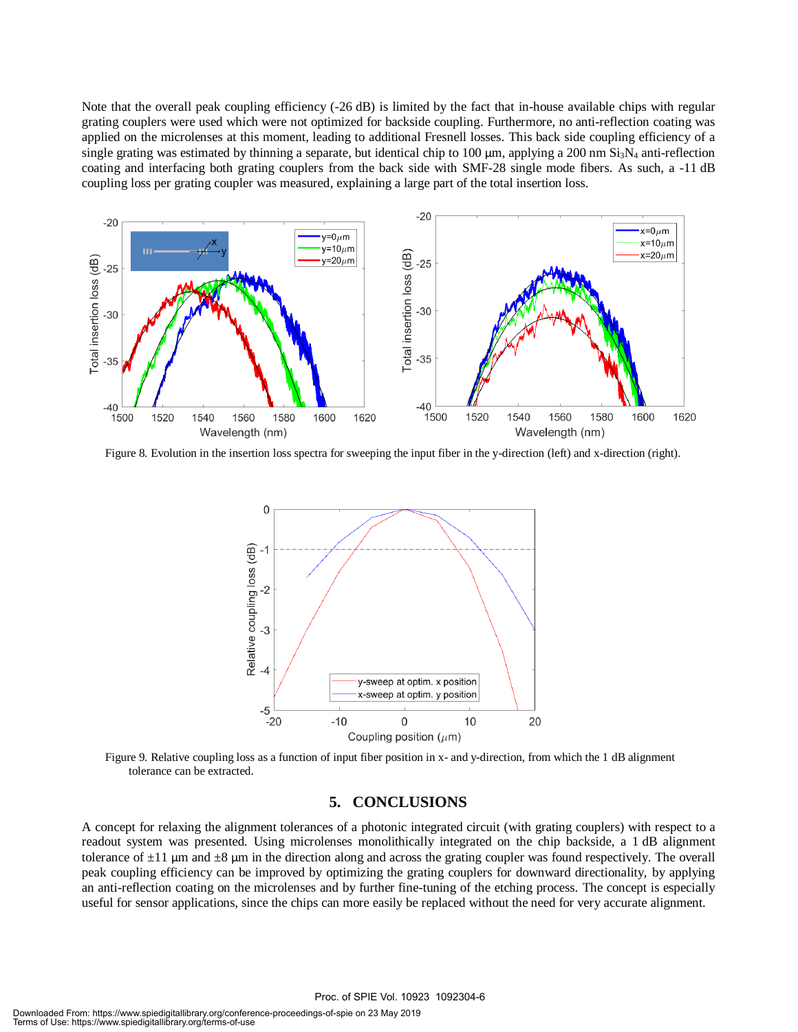Note that the overall peak coupling efficiency (-26 dB) is limited by the fact that in-house available chips with regular grating couplers were used which were not optimized for backside coupling. Furthermore, no anti-reflection coating was applied on the microlenses at this moment, leading to additional Fresnell losses. This back side coupling efficiency of a single grating was estimated by thinning a separate, but identical chip to 100 µm, applying a 200 nm $Si_3N_4$ anti-reflection coating and interfacing both grating couplers from the back side with SMF-28 single mode fibers. As such, a -11 dB coupling loss per grating coupler was measured, explaining a large part of the total insertion loss.

Figure 8. Evolution in the insertion loss spectra for sweeping the input fiber in the y-direction (left) and x-direction (right).

Figure 9. Relative coupling loss as a function of input fiber position in x- and y-direction, from which the 1 dB alignment tolerance can be extracted.

## 5. CONCLUSIONS

A concept for relaxing the alignment tolerances of a photonic integrated circuit (with grating couplers) with respect to a readout system was presented. Using microlenses monolithically integrated on the chip backside, a 1 dB alignment tolerance of ±11 µm and ±8 µm in the direction along and across the grating coupler was found respectively. The overall peak coupling efficiency can be improved by optimizing the grating couplers for downward directionality, by applying an anti-reflection coating on the microlenses and by further fine-tuning of the etching process. The concept is especially useful for sensor applications, since the chips can more easily be replaced without the need for very accurate alignment.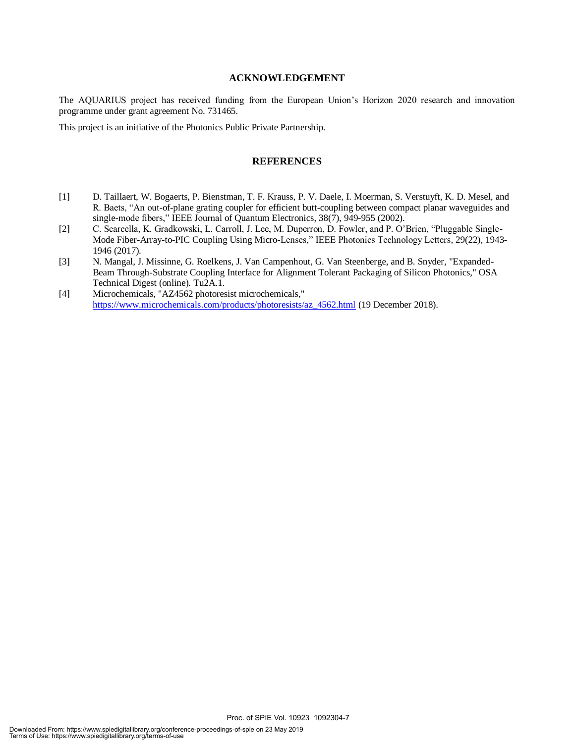## ACKNOWLEDGEMENT

The AQUARIUS project has received funding from the European Union's Horizon 2020 research and innovation programme under grant agreement No. 731465.

This project is an initiative of the Photonics Public Private Partnership.

## REFERENCES

[1] D. Taillaert, W. Bogaerts, P. Bienstman, T. F. Krauss, P. V. Daele, I. Moerman, S. Verstuyft, K. D. Mesel, and R. Baets, "An out-of-plane grating coupler for efficient butt-coupling between compact planar waveguides and single-mode fibers," IEEE Journal of Quantum Electronics, 38(7), 949-955 (2002).

[2] C. Scarcella, K. Gradkowski, L. Carroll, J. Lee, M. Duperron, D. Fowler, and P. O'Brien, "Pluggable Single-Mode Fiber-Array-to-PIC Coupling Using Micro-Lenses," IEEE Photonics Technology Letters, 29(22), 1943-1946 (2017).

[3] N. Mangal, J. Missinne, G. Roelkens, J. Van Campenhout, G. Van Steenberge, and B. Snyder, "Expanded-Beam Through-Substrate Coupling Interface for Alignment Tolerant Packaging of Silicon Photonics," OSA Technical Digest (online). Tu2A.1.

[4] Microchemicals, "AZ4562 photoresist microchemicals," https://www.microchemicals.com/products/photoresists/az_4562.html (19 December 2018).